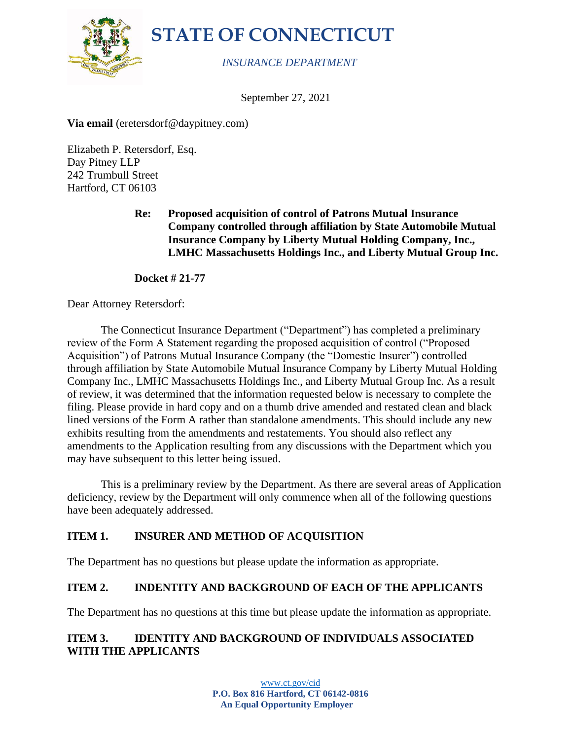# STATE OF CONNECTICUT

*INSURANCE DEPARTMENT*

September 27, 2021

**Via email** (eretersdorf@daypitney.com)

Elizabeth P. Retersdorf, Esq.
Day Pitney LLP
242 Trumbull Street
Hartford, CT 06103

**Re: Proposed acquisition of control of Patrons Mutual Insurance Company controlled through affiliation by State Automobile Mutual Insurance Company by Liberty Mutual Holding Company, Inc., LMHC Massachusetts Holdings Inc., and Liberty Mutual Group Inc.**

**Docket # 21-77**

Dear Attorney Retersdorf:

The Connecticut Insurance Department ("Department") has completed a preliminary review of the Form A Statement regarding the proposed acquisition of control ("Proposed Acquisition") of Patrons Mutual Insurance Company (the "Domestic Insurer") controlled through affiliation by State Automobile Mutual Insurance Company by Liberty Mutual Holding Company Inc., LMHC Massachusetts Holdings Inc., and Liberty Mutual Group Inc. As a result of review, it was determined that the information requested below is necessary to complete the filing. Please provide in hard copy and on a thumb drive amended and restated clean and black lined versions of the Form A rather than standalone amendments. This should include any new exhibits resulting from the amendments and restatements. You should also reflect any amendments to the Application resulting from any discussions with the Department which you may have subsequent to this letter being issued.

This is a preliminary review by the Department. As there are several areas of Application deficiency, review by the Department will only commence when all of the following questions have been adequately addressed.

## ITEM 1. INSURER AND METHOD OF ACQUISITION

The Department has no questions but please update the information as appropriate.

## ITEM 2. INDENTITY AND BACKGROUND OF EACH OF THE APPLICANTS

The Department has no questions at this time but please update the information as appropriate.

## ITEM 3. IDENTITY AND BACKGROUND OF INDIVIDUALS ASSOCIATED WITH THE APPLICANTS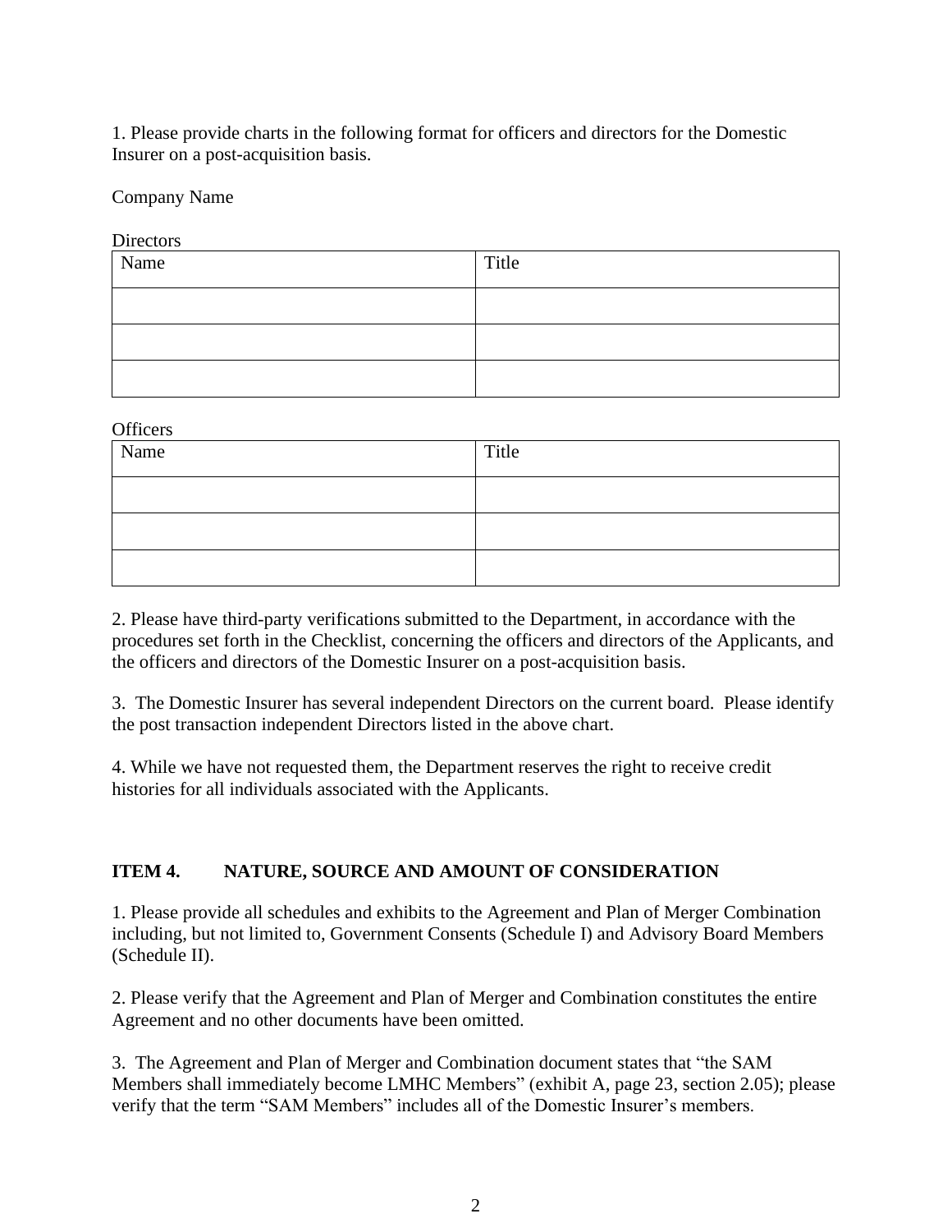1. Please provide charts in the following format for officers and directors for the Domestic Insurer on a post-acquisition basis.

Company Name

Directors

| Name | Title |
| --- | --- |
| | |
| | |
| | |

Officers

| Name | Title |
| --- | --- |
| | |
| | |
| | |

2. Please have third-party verifications submitted to the Department, in accordance with the procedures set forth in the Checklist, concerning the officers and directors of the Applicants, and the officers and directors of the Domestic Insurer on a post-acquisition basis.

3. The Domestic Insurer has several independent Directors on the current board. Please identify the post transaction independent Directors listed in the above chart.

4. While we have not requested them, the Department reserves the right to receive credit histories for all individuals associated with the Applicants.

## ITEM 4. NATURE, SOURCE AND AMOUNT OF CONSIDERATION

1. Please provide all schedules and exhibits to the Agreement and Plan of Merger Combination including, but not limited to, Government Consents (Schedule I) and Advisory Board Members (Schedule II).

2. Please verify that the Agreement and Plan of Merger and Combination constitutes the entire Agreement and no other documents have been omitted.

3. The Agreement and Plan of Merger and Combination document states that "the SAM Members shall immediately become LMHC Members" (exhibit A, page 23, section 2.05); please verify that the term "SAM Members" includes all of the Domestic Insurer's members.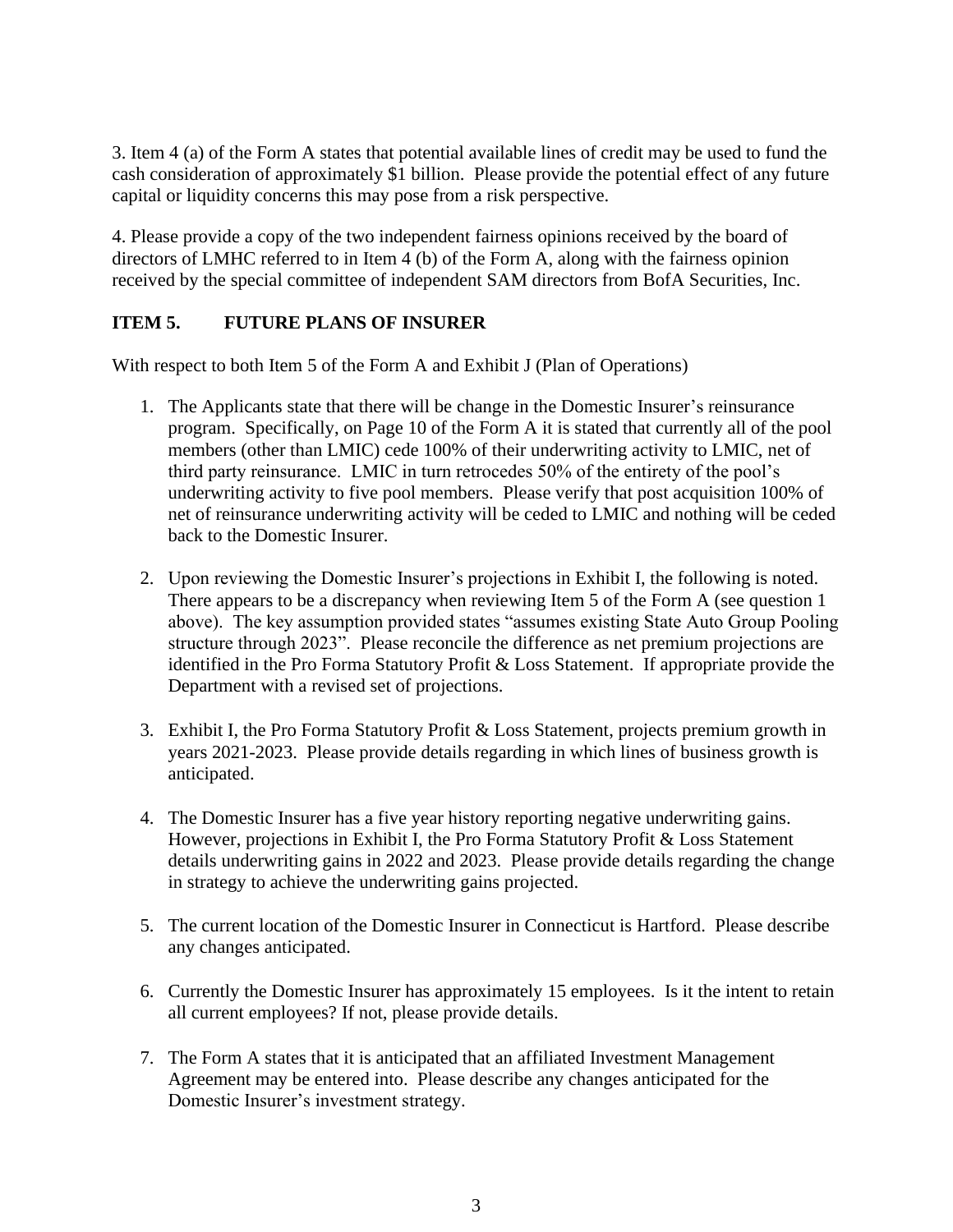3. Item 4 (a) of the Form A states that potential available lines of credit may be used to fund the cash consideration of approximately $1 billion. Please provide the potential effect of any future capital or liquidity concerns this may pose from a risk perspective.

4. Please provide a copy of the two independent fairness opinions received by the board of directors of LMHC referred to in Item 4 (b) of the Form A, along with the fairness opinion received by the special committee of independent SAM directors from BofA Securities, Inc.

## ITEM 5. FUTURE PLANS OF INSURER

With respect to both Item 5 of the Form A and Exhibit J (Plan of Operations)

1. The Applicants state that there will be change in the Domestic Insurer's reinsurance program. Specifically, on Page 10 of the Form A it is stated that currently all of the pool members (other than LMIC) cede 100% of their underwriting activity to LMIC, net of third party reinsurance. LMIC in turn retrocedes 50% of the entirety of the pool's underwriting activity to five pool members. Please verify that post acquisition 100% of net of reinsurance underwriting activity will be ceded to LMIC and nothing will be ceded back to the Domestic Insurer.

2. Upon reviewing the Domestic Insurer's projections in Exhibit I, the following is noted. There appears to be a discrepancy when reviewing Item 5 of the Form A (see question 1 above). The key assumption provided states "assumes existing State Auto Group Pooling structure through 2023". Please reconcile the difference as net premium projections are identified in the Pro Forma Statutory Profit & Loss Statement. If appropriate provide the Department with a revised set of projections.

3. Exhibit I, the Pro Forma Statutory Profit & Loss Statement, projects premium growth in years 2021-2023. Please provide details regarding in which lines of business growth is anticipated.

4. The Domestic Insurer has a five year history reporting negative underwriting gains. However, projections in Exhibit I, the Pro Forma Statutory Profit & Loss Statement details underwriting gains in 2022 and 2023. Please provide details regarding the change in strategy to achieve the underwriting gains projected.

5. The current location of the Domestic Insurer in Connecticut is Hartford. Please describe any changes anticipated.

6. Currently the Domestic Insurer has approximately 15 employees. Is it the intent to retain all current employees? If not, please provide details.

7. The Form A states that it is anticipated that an affiliated Investment Management Agreement may be entered into. Please describe any changes anticipated for the Domestic Insurer's investment strategy.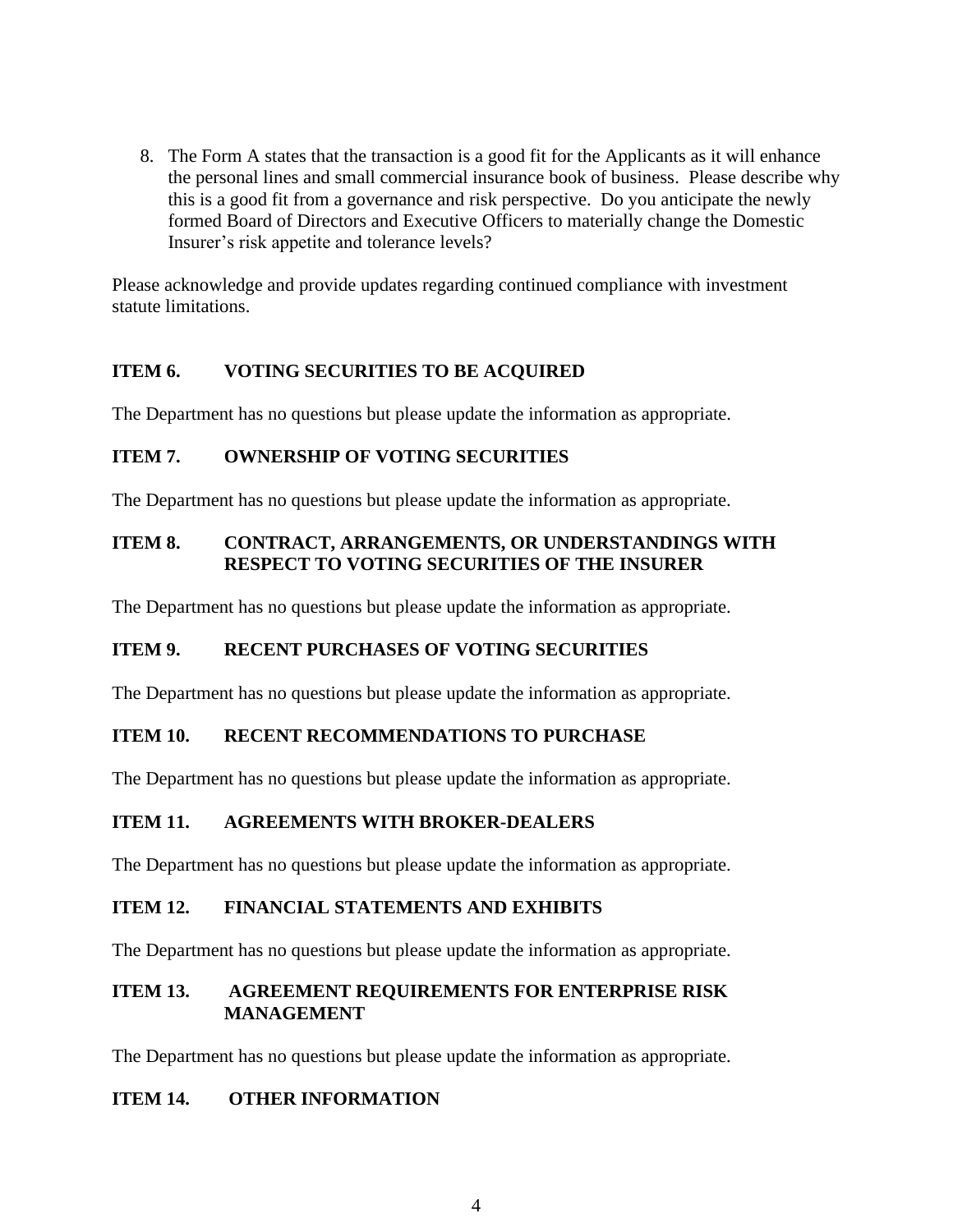8. The Form A states that the transaction is a good fit for the Applicants as it will enhance the personal lines and small commercial insurance book of business. Please describe why this is a good fit from a governance and risk perspective. Do you anticipate the newly formed Board of Directors and Executive Officers to materially change the Domestic Insurer's risk appetite and tolerance levels?

Please acknowledge and provide updates regarding continued compliance with investment statute limitations.

**ITEM 6. VOTING SECURITIES TO BE ACQUIRED**

The Department has no questions but please update the information as appropriate.

**ITEM 7. OWNERSHIP OF VOTING SECURITIES**

The Department has no questions but please update the information as appropriate.

**ITEM 8. CONTRACT, ARRANGEMENTS, OR UNDERSTANDINGS WITH RESPECT TO VOTING SECURITIES OF THE INSURER**

The Department has no questions but please update the information as appropriate.

**ITEM 9. RECENT PURCHASES OF VOTING SECURITIES**

The Department has no questions but please update the information as appropriate.

**ITEM 10. RECENT RECOMMENDATIONS TO PURCHASE**

The Department has no questions but please update the information as appropriate.

**ITEM 11. AGREEMENTS WITH BROKER-DEALERS**

The Department has no questions but please update the information as appropriate.

**ITEM 12. FINANCIAL STATEMENTS AND EXHIBITS**

The Department has no questions but please update the information as appropriate.

**ITEM 13. AGREEMENT REQUIREMENTS FOR ENTERPRISE RISK MANAGEMENT**

The Department has no questions but please update the information as appropriate.

**ITEM 14. OTHER INFORMATION**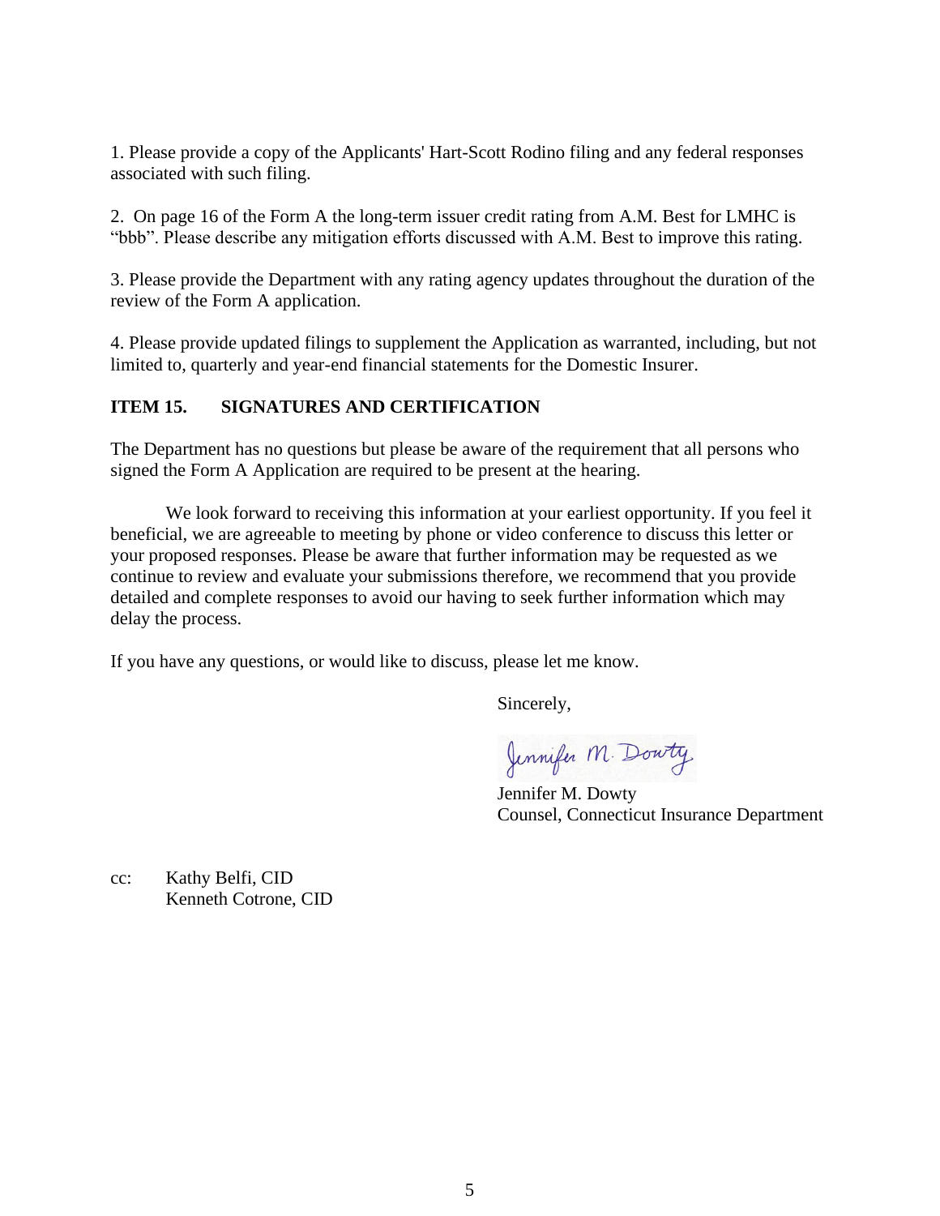1. Please provide a copy of the Applicants' Hart-Scott Rodino filing and any federal responses associated with such filing.

2. On page 16 of the Form A the long-term issuer credit rating from A.M. Best for LMHC is "bbb". Please describe any mitigation efforts discussed with A.M. Best to improve this rating.

3. Please provide the Department with any rating agency updates throughout the duration of the review of the Form A application.

4. Please provide updated filings to supplement the Application as warranted, including, but not limited to, quarterly and year-end financial statements for the Domestic Insurer.

**ITEM 15. SIGNATURES AND CERTIFICATION**

The Department has no questions but please be aware of the requirement that all persons who signed the Form A Application are required to be present at the hearing.

We look forward to receiving this information at your earliest opportunity. If you feel it beneficial, we are agreeable to meeting by phone or video conference to discuss this letter or your proposed responses. Please be aware that further information may be requested as we continue to review and evaluate your submissions therefore, we recommend that you provide detailed and complete responses to avoid our having to seek further information which may delay the process.

If you have any questions, or would like to discuss, please let me know.

Sincerely,

Jennifer M. Dowty
Counsel, Connecticut Insurance Department

cc: Kathy Belfi, CID
Kenneth Cotrone, CID